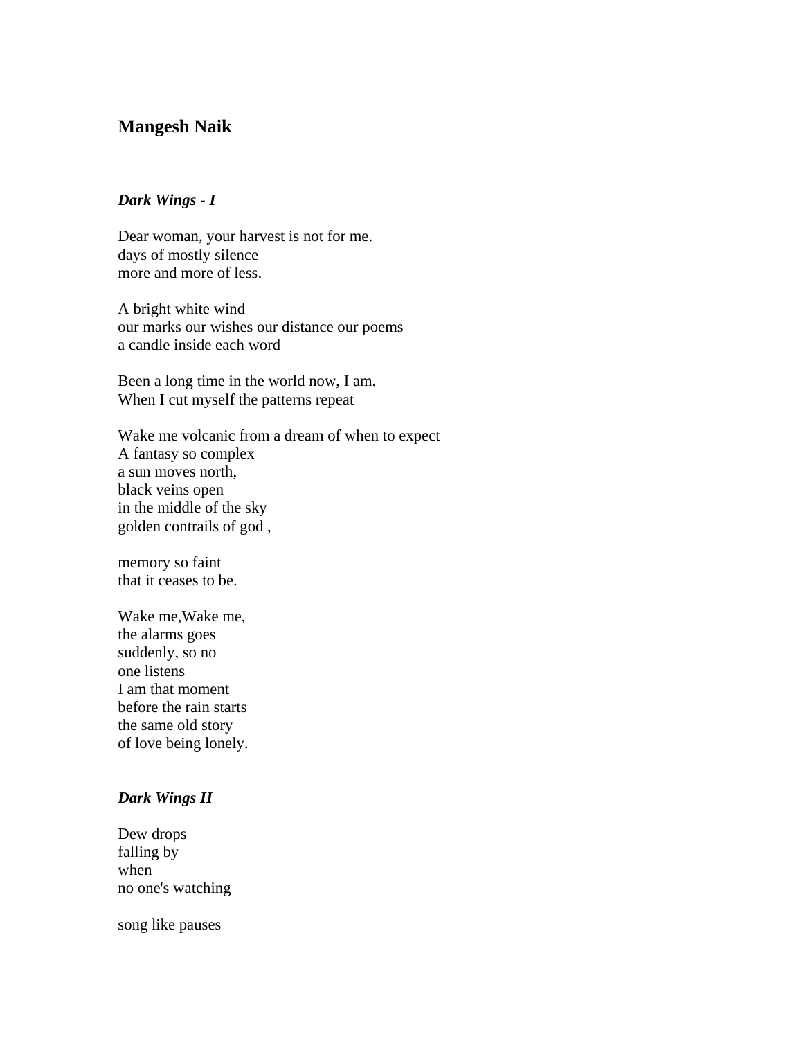## Mangesh Naik

### *Dark Wings - I*

Dear woman, your harvest is not for me.  
days of mostly silence  
more and more of less.

A bright white wind  
our marks our wishes our distance our poems  
a candle inside each word

Been a long time in the world now, I am.  
When I cut myself the patterns repeat

Wake me volcanic from a dream of when to expect  
A fantasy so complex  
a sun moves north,  
black veins open  
in the middle of the sky  
golden contrails of god ,

memory so faint  
that it ceases to be.

Wake me,Wake me,  
the alarms goes  
suddenly, so no  
one listens  
I am that moment  
before the rain starts  
the same old story  
of love being lonely.

### *Dark Wings II*

Dew drops  
falling by  
when  
no one's watching

song like pauses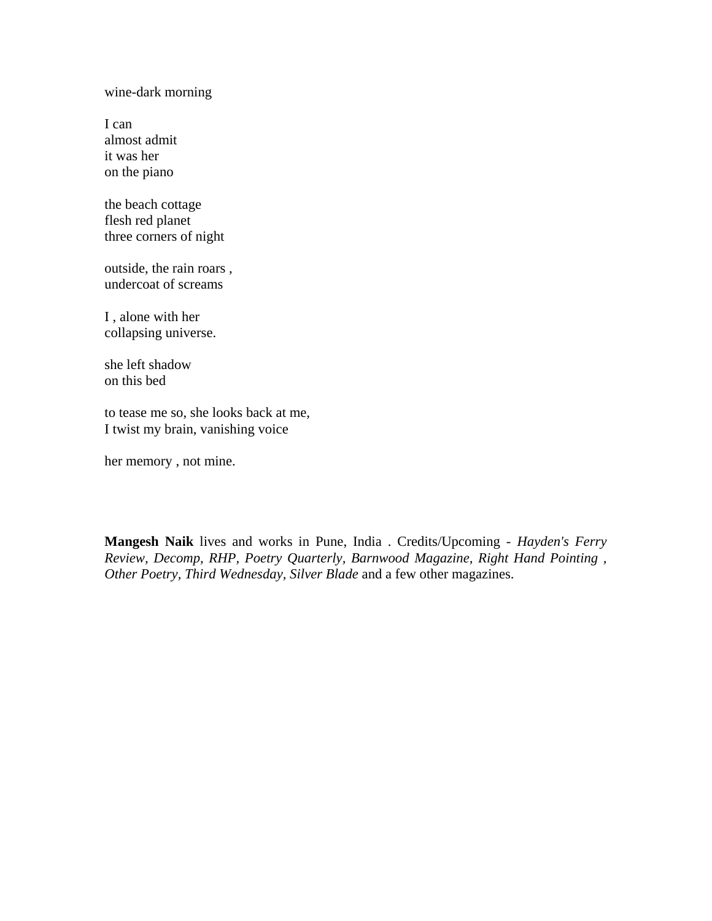wine-dark morning

I can  
almost admit  
it was her  
on the piano

the beach cottage  
flesh red planet  
three corners of night

outside, the rain roars ,  
undercoat of screams

I , alone with her  
collapsing universe.

she left shadow  
on this bed

to tease me so, she looks back at me,  
I twist my brain, vanishing voice

her memory , not mine.

**Mangesh Naik** lives and works in Pune, India . Credits/Upcoming - *Hayden's Ferry Review, Decomp, RHP, Poetry Quarterly, Barnwood Magazine, Right Hand Pointing , Other Poetry, Third Wednesday, Silver Blade* and a few other magazines.